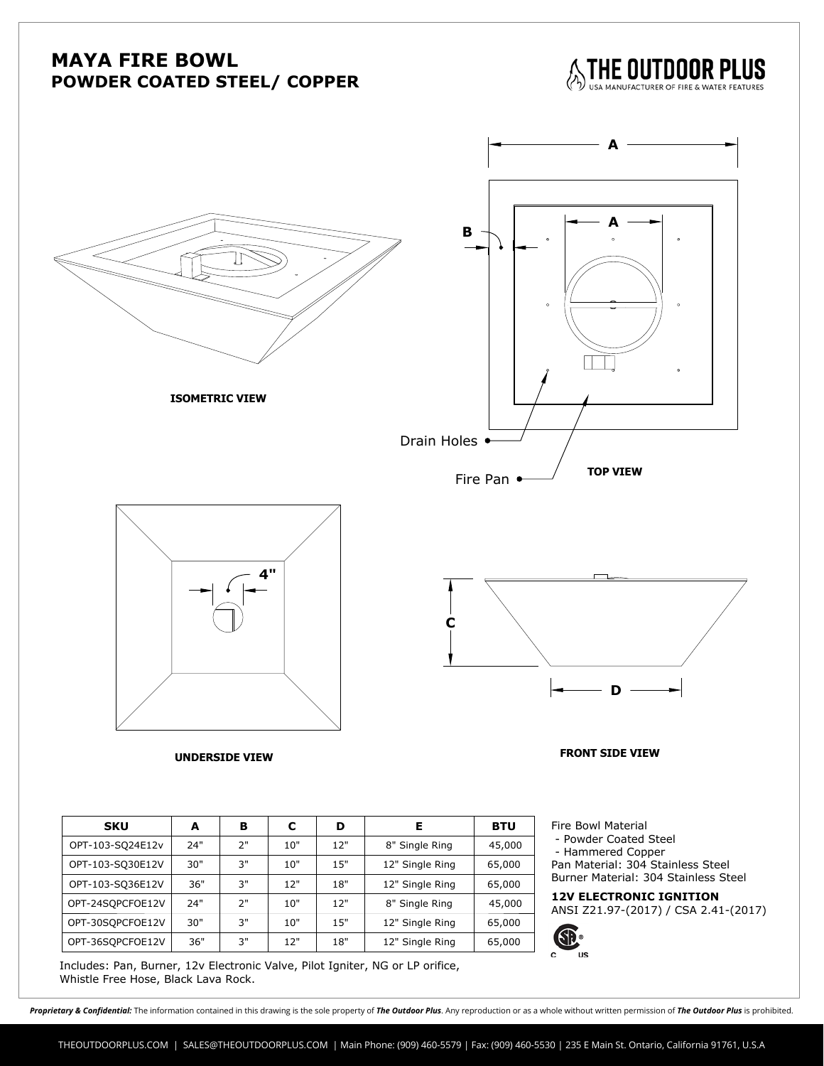# MAYA FIRE BOWL
## POWDER COATED STEEL/ COPPER

THE OUTDOOR PLUS
USA MANUFACTURER OF FIRE & WATER FEATURES

A

A

B

Drain Holes

Fire Pan

ISOMETRIC VIEW

TOP VIEW

4"

C

D

UNDERSIDE VIEW

FRONT SIDE VIEW

| SKU | A | B | C | D | E | BTU |
|---|---|---|---|---|---|---|
| OPT-103-SQ24E12v | 24" | 2" | 10" | 12" | 8" Single Ring | 45,000 |
| OPT-103-SQ30E12V | 30" | 3" | 10" | 15" | 12" Single Ring | 65,000 |
| OPT-103-SQ36E12V | 36" | 3" | 12" | 18" | 12" Single Ring | 65,000 |
| OPT-24SQPCFOE12V | 24" | 2" | 10" | 12" | 8" Single Ring | 45,000 |
| OPT-30SQPCFOE12V | 30" | 3" | 10" | 15" | 12" Single Ring | 65,000 |
| OPT-36SQPCFOE12V | 36" | 3" | 12" | 18" | 12" Single Ring | 65,000 |

Includes: Pan, Burner, 12v Electronic Valve, Pilot Igniter, NG or LP orifice, Whistle Free Hose, Black Lava Rock.

Fire Bowl Material
- Powder Coated Steel
- Hammered Copper

Pan Material: 304 Stainless Steel
Burner Material: 304 Stainless Steel

**12V ELECTRONIC IGNITION**
ANSI Z21.97-(2017) / CSA 2.41-(2017)

***Proprietary & Confidential:*** The information contained in this drawing is the sole property of ***The Outdoor Plus***. Any reproduction or as a whole without written permission of ***The Outdoor Plus*** is prohibited.

THEOUTDOORPLUS.COM | SALES@THEOUTDOORPLUS.COM | Main Phone: (909) 460-5579 | Fax: (909) 460-5530 | 235 E Main St. Ontario, California 91761, U.S.A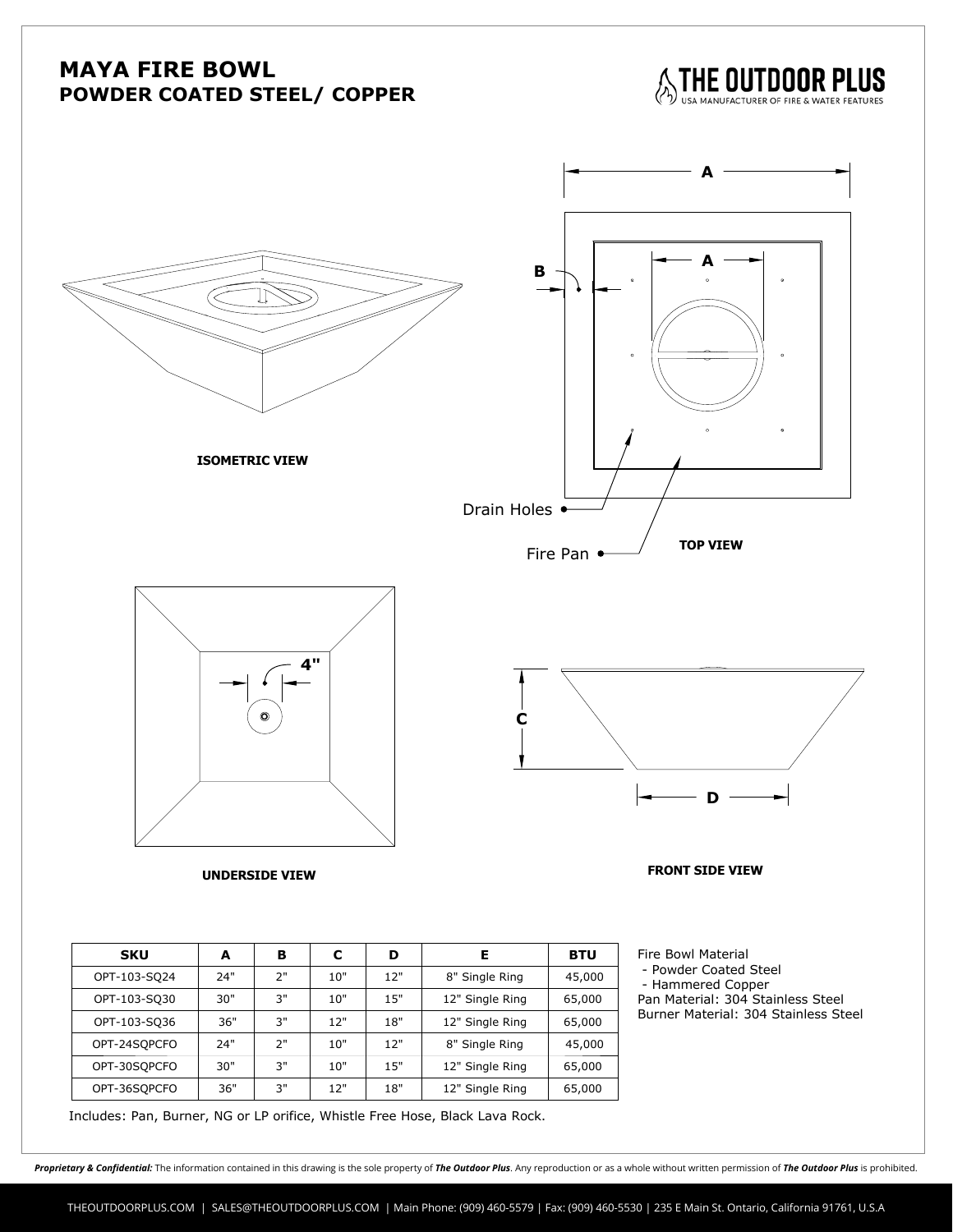# MAYA FIRE BOWL
## POWDER COATED STEEL/ COPPER

THE OUTDOOR PLUS
USA MANUFACTURER OF FIRE & WATER FEATURES

A

B

A

Drain Holes

Fire Pan

ISOMETRIC VIEW

TOP VIEW

4"

C

D

UNDERSIDE VIEW

FRONT SIDE VIEW

| SKU | A | B | C | D | E | BTU |
|---|---|---|---|---|---|---|
| OPT-103-SQ24 | 24" | 2" | 10" | 12" | 8" Single Ring | 45,000 |
| OPT-103-SQ30 | 30" | 3" | 10" | 15" | 12" Single Ring | 65,000 |
| OPT-103-SQ36 | 36" | 3" | 12" | 18" | 12" Single Ring | 65,000 |
| OPT-24SQPCFO | 24" | 2" | 10" | 12" | 8" Single Ring | 45,000 |
| OPT-30SQPCFO | 30" | 3" | 10" | 15" | 12" Single Ring | 65,000 |
| OPT-36SQPCFO | 36" | 3" | 12" | 18" | 12" Single Ring | 65,000 |

Fire Bowl Material
- Powder Coated Steel
- Hammered Copper

Pan Material: 304 Stainless Steel
Burner Material: 304 Stainless Steel

Includes: Pan, Burner, NG or LP orifice, Whistle Free Hose, Black Lava Rock.

***Proprietary & Confidential:*** The information contained in this drawing is the sole property of ***The Outdoor Plus***. Any reproduction or as a whole without written permission of ***The Outdoor Plus*** is prohibited.

THEOUTDOORPLUS.COM | SALES@THEOUTDOORPLUS.COM | Main Phone: (909) 460-5579 | Fax: (909) 460-5530 | 235 E Main St. Ontario, California 91761, U.S.A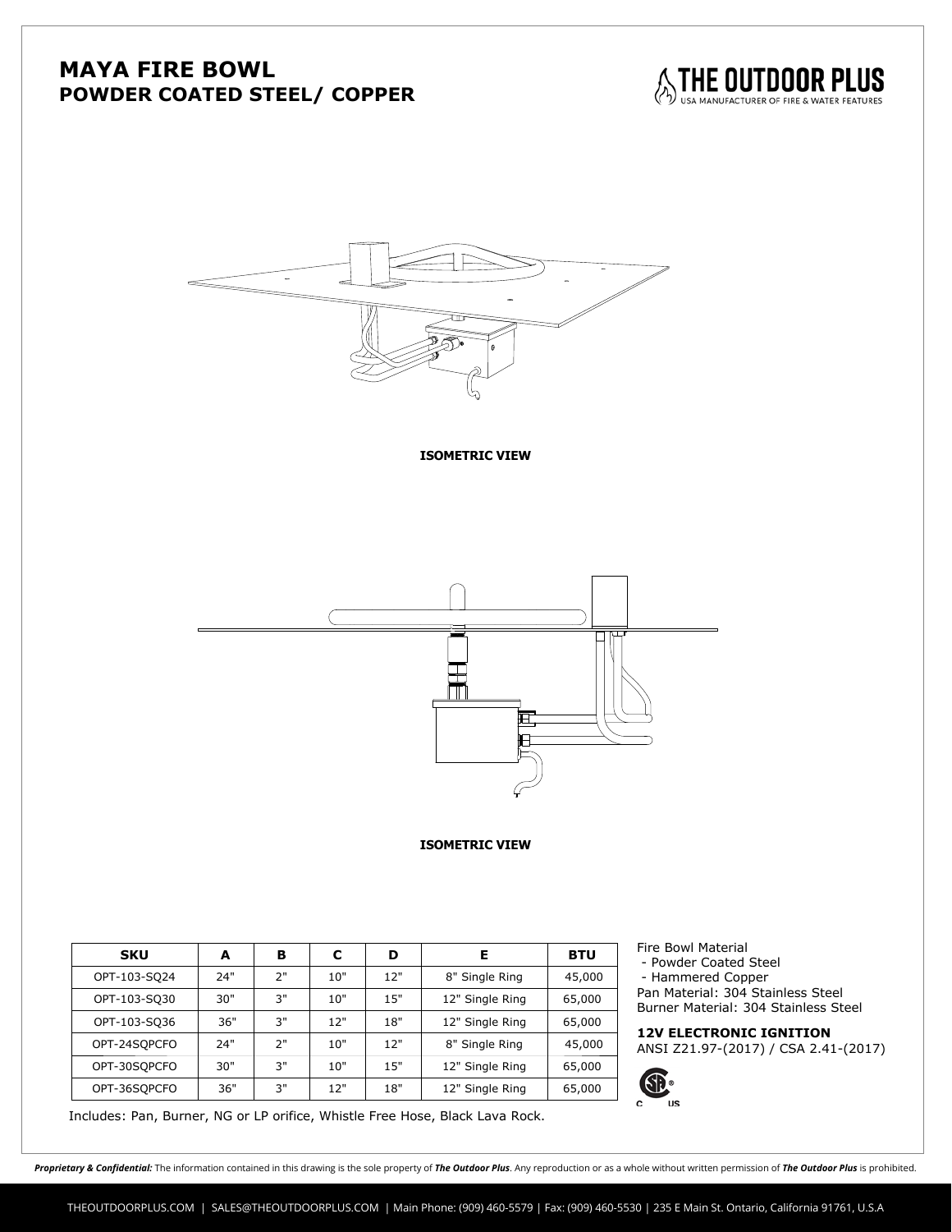# MAYA FIRE BOWL
## POWDER COATED STEEL/ COPPER

THE OUTDOOR PLUS
USA MANUFACTURER OF FIRE & WATER FEATURES

ISOMETRIC VIEW

ISOMETRIC VIEW

| SKU | A | B | C | D | E | BTU |
|---|---|---|---|---|---|---|
| OPT-103-SQ24 | 24" | 2" | 10" | 12" | 8" Single Ring | 45,000 |
| OPT-103-SQ30 | 30" | 3" | 10" | 15" | 12" Single Ring | 65,000 |
| OPT-103-SQ36 | 36" | 3" | 12" | 18" | 12" Single Ring | 65,000 |
| OPT-24SQPCFO | 24" | 2" | 10" | 12" | 8" Single Ring | 45,000 |
| OPT-30SQPCFO | 30" | 3" | 10" | 15" | 12" Single Ring | 65,000 |
| OPT-36SQPCFO | 36" | 3" | 12" | 18" | 12" Single Ring | 65,000 |

Includes: Pan, Burner, NG or LP orifice, Whistle Free Hose, Black Lava Rock.

Fire Bowl Material
- Powder Coated Steel
- Hammered Copper

Pan Material: 304 Stainless Steel
Burner Material: 304 Stainless Steel

**12V ELECTRONIC IGNITION**
ANSI Z21.97-(2017) / CSA 2.41-(2017)

***Proprietary & Confidential:*** The information contained in this drawing is the sole property of ***The Outdoor Plus***. Any reproduction or as a whole without written permission of ***The Outdoor Plus*** is prohibited.

THEOUTDOORPLUS.COM | SALES@THEOUTDOORPLUS.COM | Main Phone: (909) 460-5579 | Fax: (909) 460-5530 | 235 E Main St. Ontario, California 91761, U.S.A